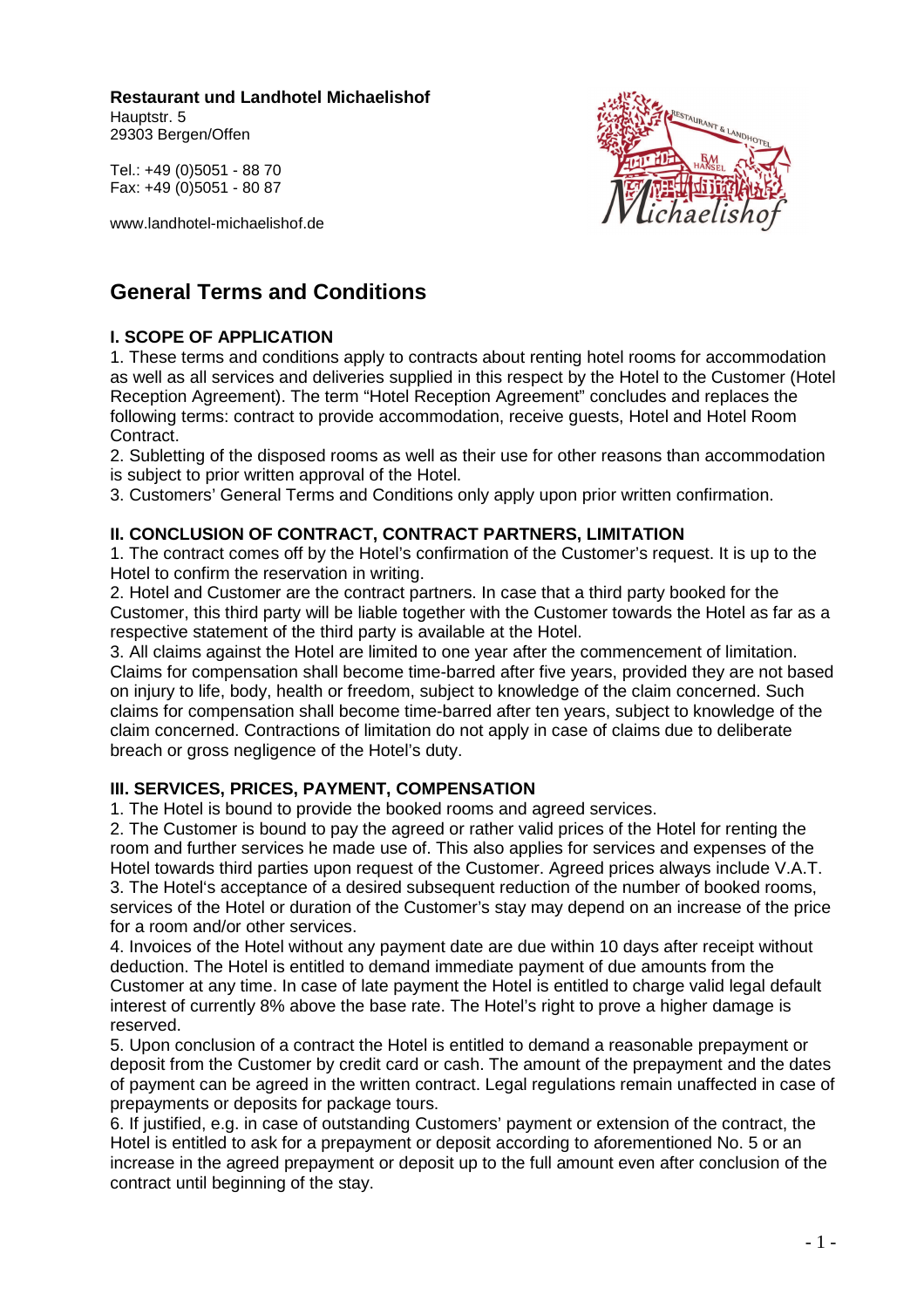**Restaurant und Landhotel Michaelishof**
Hauptstr. 5
29303 Bergen/Offen

Tel.: +49 (0)5051 - 88 70
Fax: +49 (0)5051 - 80 87

www.landhotel-michaelishof.de

# General Terms and Conditions

## I. SCOPE OF APPLICATION

1. These terms and conditions apply to contracts about renting hotel rooms for accommodation as well as all services and deliveries supplied in this respect by the Hotel to the Customer (Hotel Reception Agreement). The term "Hotel Reception Agreement" concludes and replaces the following terms: contract to provide accommodation, receive guests, Hotel and Hotel Room Contract.
2. Subletting of the disposed rooms as well as their use for other reasons than accommodation is subject to prior written approval of the Hotel.
3. Customers' General Terms and Conditions only apply upon prior written confirmation.

## II. CONCLUSION OF CONTRACT, CONTRACT PARTNERS, LIMITATION

1. The contract comes off by the Hotel's confirmation of the Customer's request. It is up to the Hotel to confirm the reservation in writing.
2. Hotel and Customer are the contract partners. In case that a third party booked for the Customer, this third party will be liable together with the Customer towards the Hotel as far as a respective statement of the third party is available at the Hotel.
3. All claims against the Hotel are limited to one year after the commencement of limitation. Claims for compensation shall become time-barred after five years, provided they are not based on injury to life, body, health or freedom, subject to knowledge of the claim concerned. Such claims for compensation shall become time-barred after ten years, subject to knowledge of the claim concerned. Contractions of limitation do not apply in case of claims due to deliberate breach or gross negligence of the Hotel's duty.

## III. SERVICES, PRICES, PAYMENT, COMPENSATION

1. The Hotel is bound to provide the booked rooms and agreed services.
2. The Customer is bound to pay the agreed or rather valid prices of the Hotel for renting the room and further services he made use of. This also applies for services and expenses of the Hotel towards third parties upon request of the Customer. Agreed prices always include V.A.T.
3. The Hotel's acceptance of a desired subsequent reduction of the number of booked rooms, services of the Hotel or duration of the Customer's stay may depend on an increase of the price for a room and/or other services.
4. Invoices of the Hotel without any payment date are due within 10 days after receipt without deduction. The Hotel is entitled to demand immediate payment of due amounts from the Customer at any time. In case of late payment the Hotel is entitled to charge valid legal default interest of currently 8% above the base rate. The Hotel's right to prove a higher damage is reserved.
5. Upon conclusion of a contract the Hotel is entitled to demand a reasonable prepayment or deposit from the Customer by credit card or cash. The amount of the prepayment and the dates of payment can be agreed in the written contract. Legal regulations remain unaffected in case of prepayments or deposits for package tours.
6. If justified, e.g. in case of outstanding Customers' payment or extension of the contract, the Hotel is entitled to ask for a prepayment or deposit according to aforementioned No. 5 or an increase in the agreed prepayment or deposit up to the full amount even after conclusion of the contract until beginning of the stay.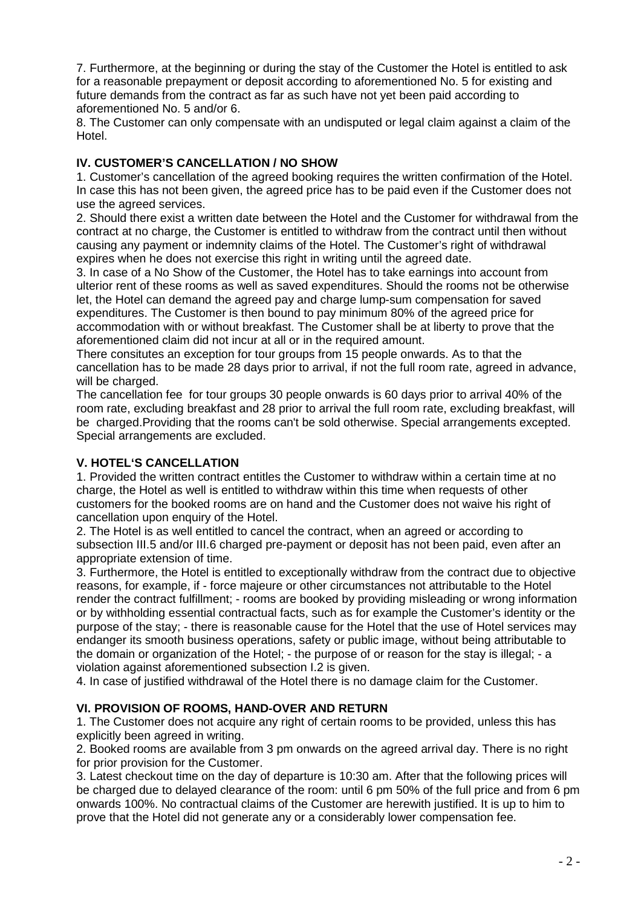7. Furthermore, at the beginning or during the stay of the Customer the Hotel is entitled to ask for a reasonable prepayment or deposit according to aforementioned No. 5 for existing and future demands from the contract as far as such have not yet been paid according to aforementioned No. 5 and/or 6.

8. The Customer can only compensate with an undisputed or legal claim against a claim of the Hotel.

## IV. CUSTOMER'S CANCELLATION / NO SHOW

1. Customer's cancellation of the agreed booking requires the written confirmation of the Hotel. In case this has not been given, the agreed price has to be paid even if the Customer does not use the agreed services.

2. Should there exist a written date between the Hotel and the Customer for withdrawal from the contract at no charge, the Customer is entitled to withdraw from the contract until then without causing any payment or indemnity claims of the Hotel. The Customer's right of withdrawal expires when he does not exercise this right in writing until the agreed date.

3. In case of a No Show of the Customer, the Hotel has to take earnings into account from ulterior rent of these rooms as well as saved expenditures. Should the rooms not be otherwise let, the Hotel can demand the agreed pay and charge lump-sum compensation for saved expenditures. The Customer is then bound to pay minimum 80% of the agreed price for accommodation with or without breakfast. The Customer shall be at liberty to prove that the aforementioned claim did not incur at all or in the required amount.

There consitutes an exception for tour groups from 15 people onwards. As to that the cancellation has to be made 28 days prior to arrival, if not the full room rate, agreed in advance, will be charged.

The cancellation fee for tour groups 30 people onwards is 60 days prior to arrival 40% of the room rate, excluding breakfast and 28 prior to arrival the full room rate, excluding breakfast, will be charged.Providing that the rooms can't be sold otherwise. Special arrangements excepted. Special arrangements are excluded.

## V. HOTEL'S CANCELLATION

1. Provided the written contract entitles the Customer to withdraw within a certain time at no charge, the Hotel as well is entitled to withdraw within this time when requests of other customers for the booked rooms are on hand and the Customer does not waive his right of cancellation upon enquiry of the Hotel.

2. The Hotel is as well entitled to cancel the contract, when an agreed or according to subsection III.5 and/or III.6 charged pre-payment or deposit has not been paid, even after an appropriate extension of time.

3. Furthermore, the Hotel is entitled to exceptionally withdraw from the contract due to objective reasons, for example, if - force majeure or other circumstances not attributable to the Hotel render the contract fulfillment; - rooms are booked by providing misleading or wrong information or by withholding essential contractual facts, such as for example the Customer's identity or the purpose of the stay; - there is reasonable cause for the Hotel that the use of Hotel services may endanger its smooth business operations, safety or public image, without being attributable to the domain or organization of the Hotel; - the purpose of or reason for the stay is illegal; - a violation against aforementioned subsection I.2 is given.

4. In case of justified withdrawal of the Hotel there is no damage claim for the Customer.

## VI. PROVISION OF ROOMS, HAND-OVER AND RETURN

1. The Customer does not acquire any right of certain rooms to be provided, unless this has explicitly been agreed in writing.

2. Booked rooms are available from 3 pm onwards on the agreed arrival day. There is no right for prior provision for the Customer.

3. Latest checkout time on the day of departure is 10:30 am. After that the following prices will be charged due to delayed clearance of the room: until 6 pm 50% of the full price and from 6 pm onwards 100%. No contractual claims of the Customer are herewith justified. It is up to him to prove that the Hotel did not generate any or a considerably lower compensation fee.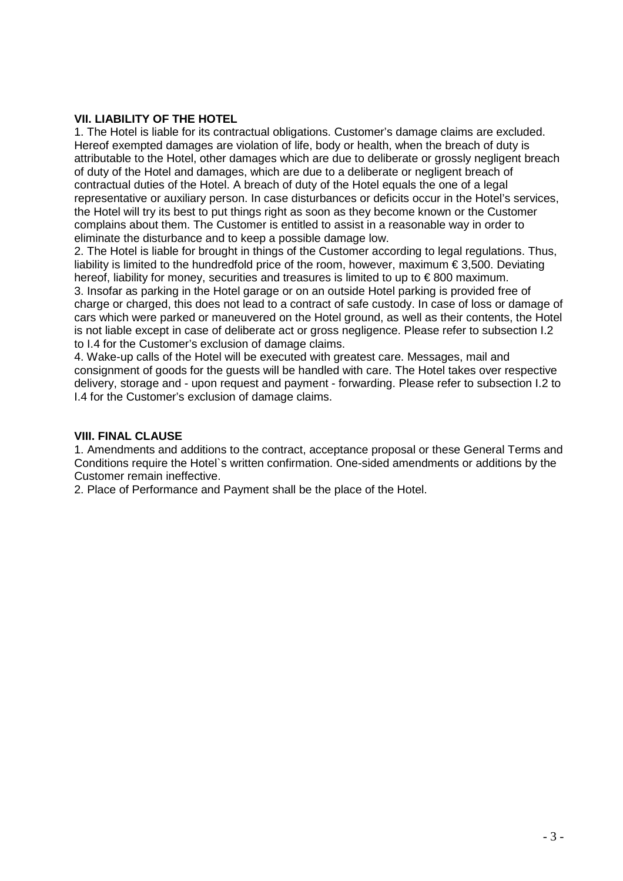**VII. LIABILITY OF THE HOTEL**

1. The Hotel is liable for its contractual obligations. Customer's damage claims are excluded. Hereof exempted damages are violation of life, body or health, when the breach of duty is attributable to the Hotel, other damages which are due to deliberate or grossly negligent breach of duty of the Hotel and damages, which are due to a deliberate or negligent breach of contractual duties of the Hotel. A breach of duty of the Hotel equals the one of a legal representative or auxiliary person. In case disturbances or deficits occur in the Hotel's services, the Hotel will try its best to put things right as soon as they become known or the Customer complains about them. The Customer is entitled to assist in a reasonable way in order to eliminate the disturbance and to keep a possible damage low.
2. The Hotel is liable for brought in things of the Customer according to legal regulations. Thus, liability is limited to the hundredfold price of the room, however, maximum € 3,500. Deviating hereof, liability for money, securities and treasures is limited to up to € 800 maximum.
3. Insofar as parking in the Hotel garage or on an outside Hotel parking is provided free of charge or charged, this does not lead to a contract of safe custody. In case of loss or damage of cars which were parked or maneuvered on the Hotel ground, as well as their contents, the Hotel is not liable except in case of deliberate act or gross negligence. Please refer to subsection I.2 to I.4 for the Customer's exclusion of damage claims.
4. Wake-up calls of the Hotel will be executed with greatest care. Messages, mail and consignment of goods for the guests will be handled with care. The Hotel takes over respective delivery, storage and - upon request and payment - forwarding. Please refer to subsection I.2 to I.4 for the Customer's exclusion of damage claims.

**VIII. FINAL CLAUSE**

1. Amendments and additions to the contract, acceptance proposal or these General Terms and Conditions require the Hotel`s written confirmation. One-sided amendments or additions by the Customer remain ineffective.
2. Place of Performance and Payment shall be the place of the Hotel.